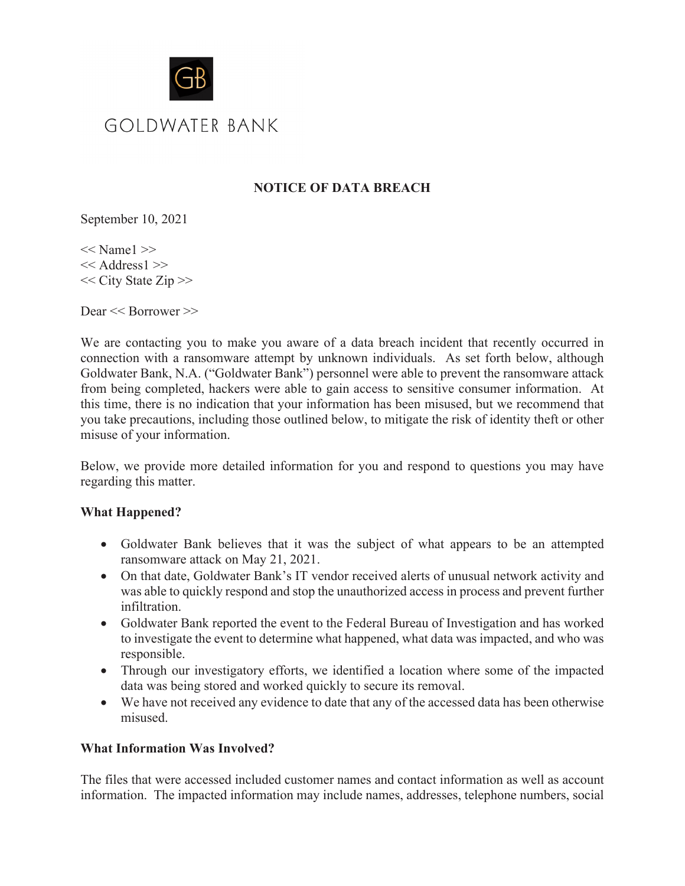GOLDWATER BANK

## NOTICE OF DATA BREACH

September 10, 2021

<< Name1 >>
<< Address1 >>
<< City State Zip >>

Dear << Borrower >>

We are contacting you to make you aware of a data breach incident that recently occurred in connection with a ransomware attempt by unknown individuals. As set forth below, although Goldwater Bank, N.A. ("Goldwater Bank") personnel were able to prevent the ransomware attack from being completed, hackers were able to gain access to sensitive consumer information. At this time, there is no indication that your information has been misused, but we recommend that you take precautions, including those outlined below, to mitigate the risk of identity theft or other misuse of your information.

Below, we provide more detailed information for you and respond to questions you may have regarding this matter.

**What Happened?**

- Goldwater Bank believes that it was the subject of what appears to be an attempted ransomware attack on May 21, 2021.
- On that date, Goldwater Bank's IT vendor received alerts of unusual network activity and was able to quickly respond and stop the unauthorized access in process and prevent further infiltration.
- Goldwater Bank reported the event to the Federal Bureau of Investigation and has worked to investigate the event to determine what happened, what data was impacted, and who was responsible.
- Through our investigatory efforts, we identified a location where some of the impacted data was being stored and worked quickly to secure its removal.
- We have not received any evidence to date that any of the accessed data has been otherwise misused.

**What Information Was Involved?**

The files that were accessed included customer names and contact information as well as account information. The impacted information may include names, addresses, telephone numbers, social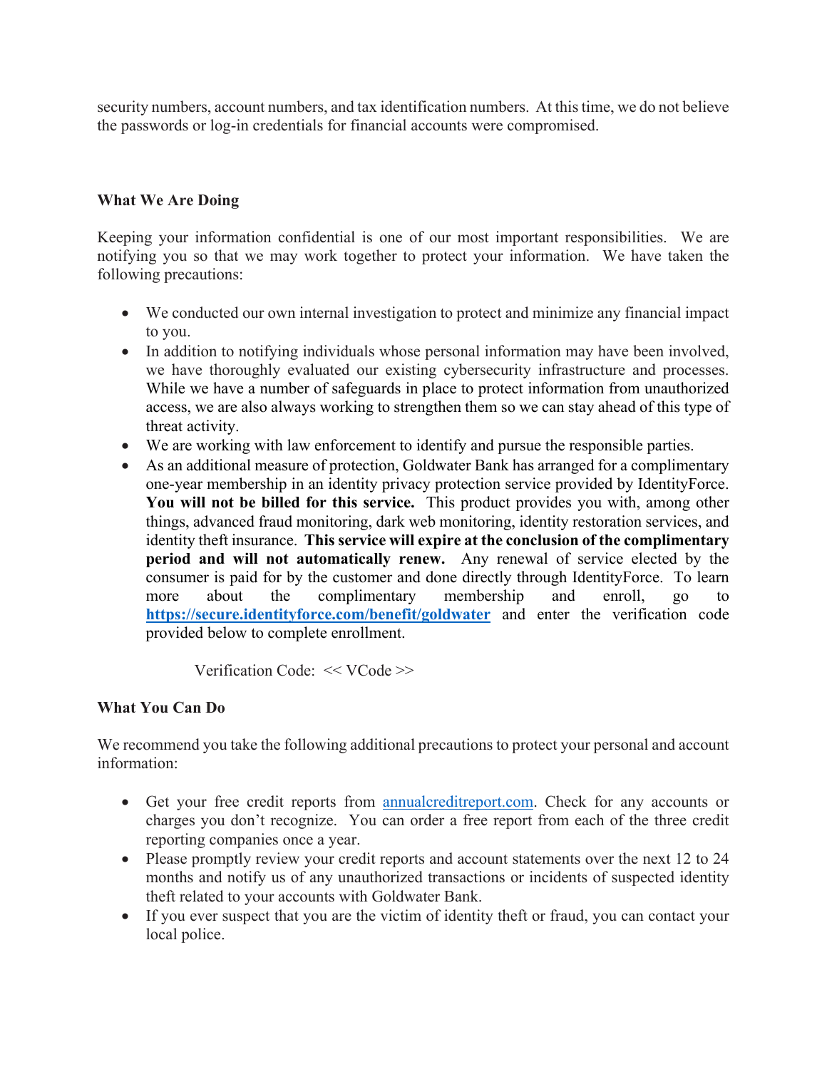security numbers, account numbers, and tax identification numbers. At this time, we do not believe the passwords or log-in credentials for financial accounts were compromised.

**What We Are Doing**

Keeping your information confidential is one of our most important responsibilities. We are notifying you so that we may work together to protect your information. We have taken the following precautions:

- We conducted our own internal investigation to protect and minimize any financial impact to you.
- In addition to notifying individuals whose personal information may have been involved, we have thoroughly evaluated our existing cybersecurity infrastructure and processes. While we have a number of safeguards in place to protect information from unauthorized access, we are also always working to strengthen them so we can stay ahead of this type of threat activity.
- We are working with law enforcement to identify and pursue the responsible parties.
- As an additional measure of protection, Goldwater Bank has arranged for a complimentary one-year membership in an identity privacy protection service provided by IdentityForce. **You will not be billed for this service.** This product provides you with, among other things, advanced fraud monitoring, dark web monitoring, identity restoration services, and identity theft insurance. **This service will expire at the conclusion of the complimentary period and will not automatically renew.** Any renewal of service elected by the consumer is paid for by the customer and done directly through IdentityForce. To learn more about the complimentary membership and enroll, go to **https://secure.identityforce.com/benefit/goldwater** and enter the verification code provided below to complete enrollment.

  Verification Code: << VCode >>

**What You Can Do**

We recommend you take the following additional precautions to protect your personal and account information:

- Get your free credit reports from annualcreditreport.com. Check for any accounts or charges you don't recognize. You can order a free report from each of the three credit reporting companies once a year.
- Please promptly review your credit reports and account statements over the next 12 to 24 months and notify us of any unauthorized transactions or incidents of suspected identity theft related to your accounts with Goldwater Bank.
- If you ever suspect that you are the victim of identity theft or fraud, you can contact your local police.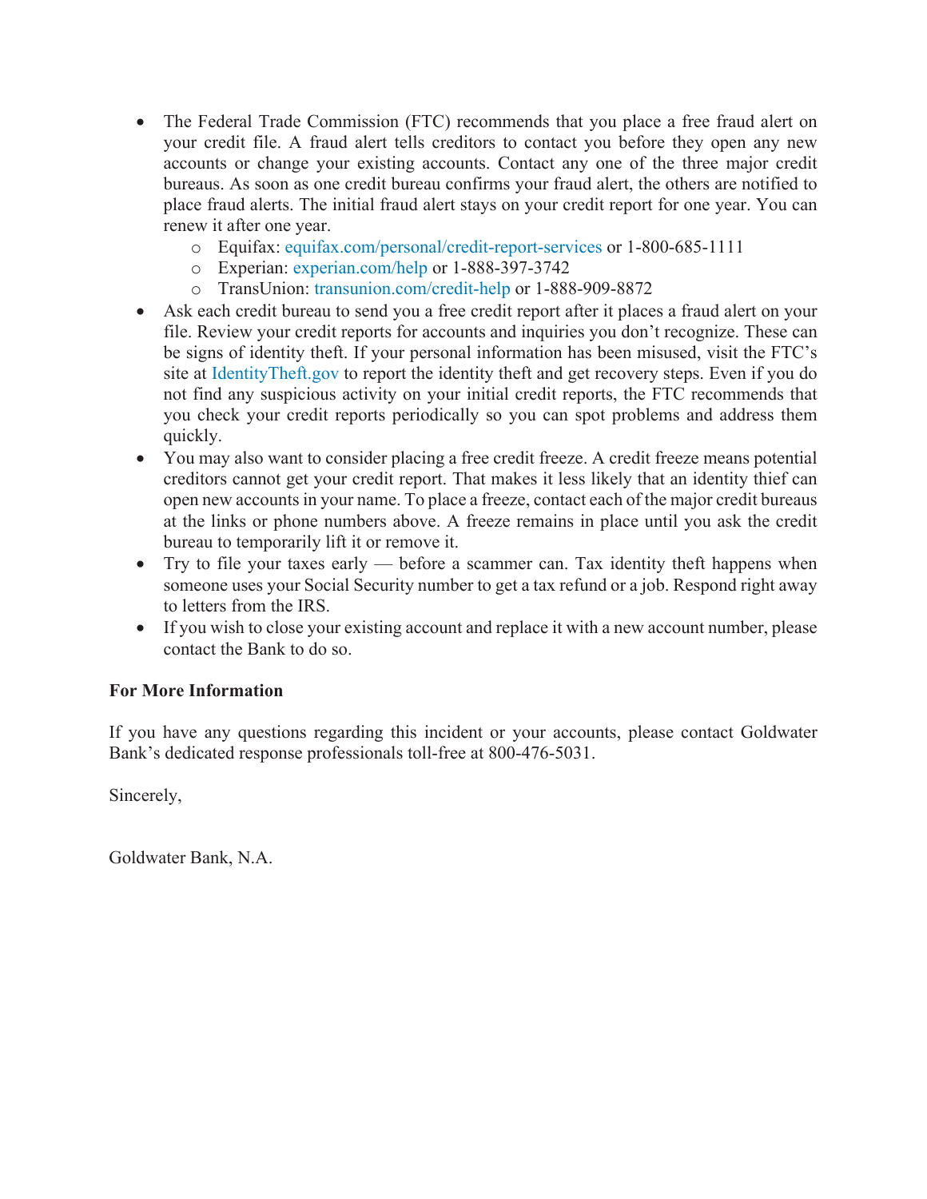- The Federal Trade Commission (FTC) recommends that you place a free fraud alert on your credit file. A fraud alert tells creditors to contact you before they open any new accounts or change your existing accounts. Contact any one of the three major credit bureaus. As soon as one credit bureau confirms your fraud alert, the others are notified to place fraud alerts. The initial fraud alert stays on your credit report for one year. You can renew it after one year.
  - Equifax: equifax.com/personal/credit-report-services or 1-800-685-1111
  - Experian: experian.com/help or 1-888-397-3742
  - TransUnion: transunion.com/credit-help or 1-888-909-8872
- Ask each credit bureau to send you a free credit report after it places a fraud alert on your file. Review your credit reports for accounts and inquiries you don't recognize. These can be signs of identity theft. If your personal information has been misused, visit the FTC's site at IdentityTheft.gov to report the identity theft and get recovery steps. Even if you do not find any suspicious activity on your initial credit reports, the FTC recommends that you check your credit reports periodically so you can spot problems and address them quickly.
- You may also want to consider placing a free credit freeze. A credit freeze means potential creditors cannot get your credit report. That makes it less likely that an identity thief can open new accounts in your name. To place a freeze, contact each of the major credit bureaus at the links or phone numbers above. A freeze remains in place until you ask the credit bureau to temporarily lift it or remove it.
- Try to file your taxes early — before a scammer can. Tax identity theft happens when someone uses your Social Security number to get a tax refund or a job. Respond right away to letters from the IRS.
- If you wish to close your existing account and replace it with a new account number, please contact the Bank to do so.

**For More Information**

If you have any questions regarding this incident or your accounts, please contact Goldwater Bank's dedicated response professionals toll-free at 800-476-5031.

Sincerely,

Goldwater Bank, N.A.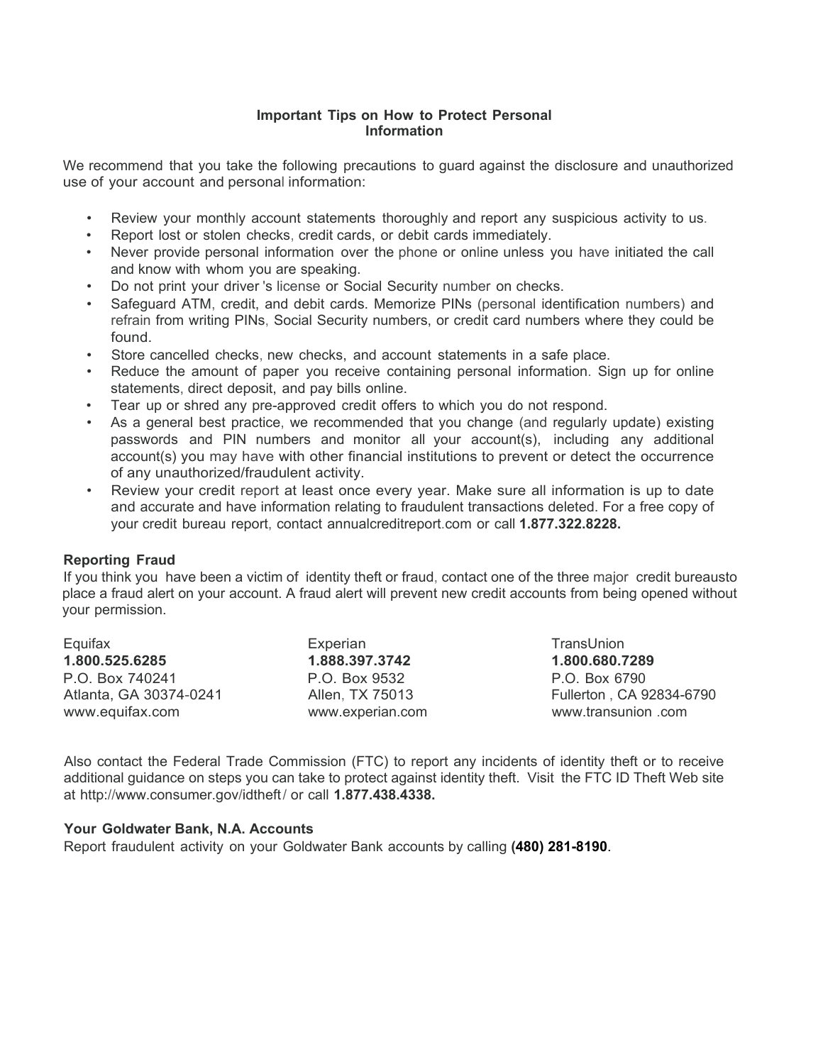## Important Tips on How to Protect Personal Information

We recommend that you take the following precautions to guard against the disclosure and unauthorized use of your account and personal information:

- Review your monthly account statements thoroughly and report any suspicious activity to us.
- Report lost or stolen checks, credit cards, or debit cards immediately.
- Never provide personal information over the phone or online unless you have initiated the call and know with whom you are speaking.
- Do not print your driver 's license or Social Security number on checks.
- Safeguard ATM, credit, and debit cards. Memorize PINs (personal identification numbers) and refrain from writing PINs, Social Security numbers, or credit card numbers where they could be found.
- Store cancelled checks, new checks, and account statements in a safe place.
- Reduce the amount of paper you receive containing personal information. Sign up for online statements, direct deposit, and pay bills online.
- Tear up or shred any pre-approved credit offers to which you do not respond.
- As a general best practice, we recommended that you change (and regularly update) existing passwords and PIN numbers and monitor all your account(s), including any additional account(s) you may have with other financial institutions to prevent or detect the occurrence of any unauthorized/fraudulent activity.
- Review your credit report at least once every year. Make sure all information is up to date and accurate and have information relating to fraudulent transactions deleted. For a free copy of your credit bureau report, contact annualcreditreport.com or call **1.877.322.8228.**

### Reporting Fraud

If you think you have been a victim of identity theft or fraud, contact one of the three major credit bureausto place a fraud alert on your account. A fraud alert will prevent new credit accounts from being opened without your permission.

Equifax
**1.800.525.6285**
P.O. Box 740241
Atlanta, GA 30374-0241
www.equifax.com

Experian
**1.888.397.3742**
P.O. Box 9532
Allen, TX 75013
www.experian.com

TransUnion
**1.800.680.7289**
P.O. Box 6790
Fullerton , CA 92834-6790
www.transunion .com

Also contact the Federal Trade Commission (FTC) to report any incidents of identity theft or to receive additional guidance on steps you can take to protect against identity theft. Visit the FTC ID Theft Web site at http://www.consumer.gov/idtheft/ or call **1.877.438.4338.**

### Your Goldwater Bank, N.A. Accounts

Report fraudulent activity on your Goldwater Bank accounts by calling **(480) 281-8190**.